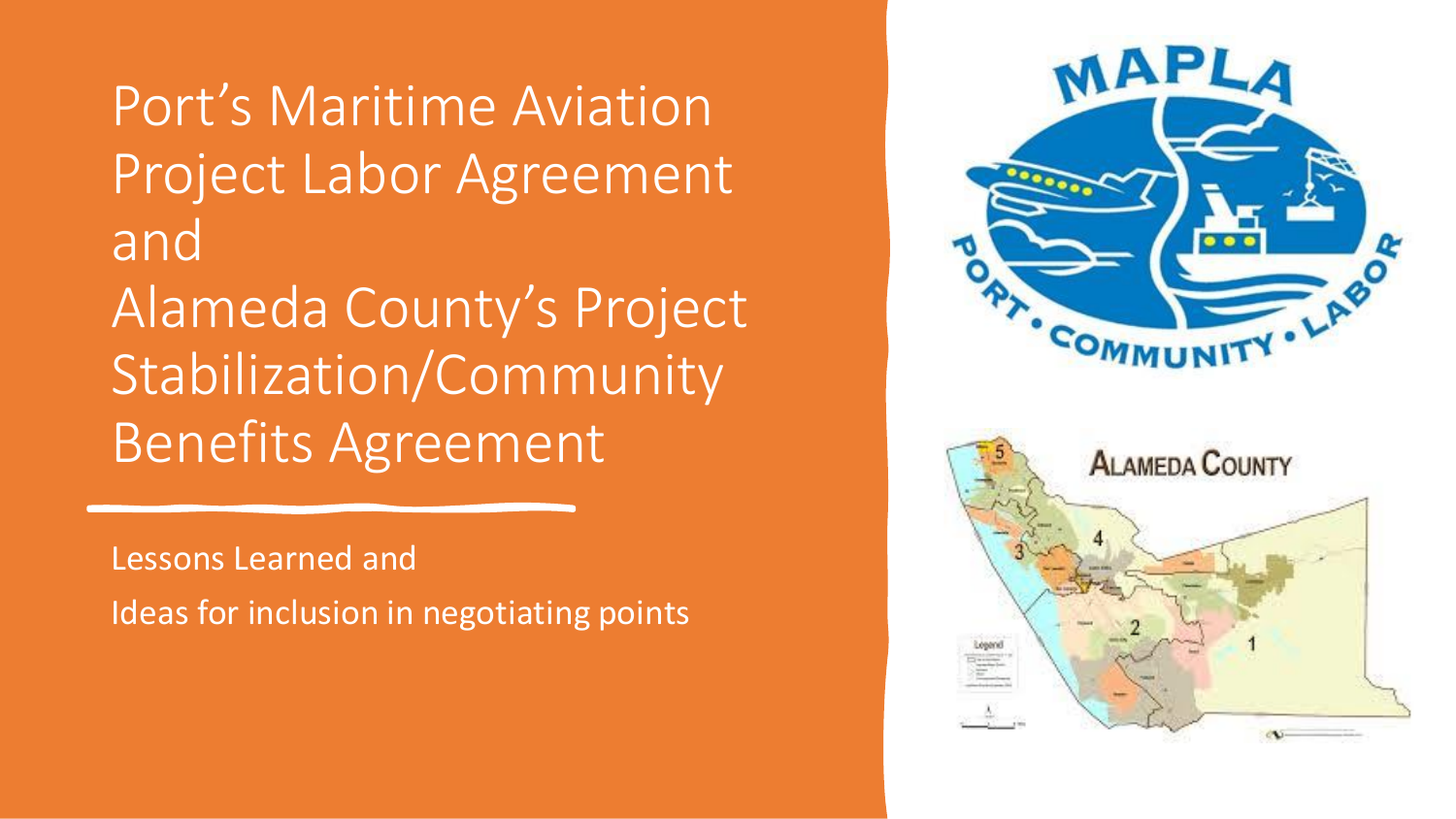# Port's Maritime Aviation Project Labor Agreement and Alameda County's Project Stabilization/Community Benefits Agreement

Lessons Learned and

Ideas for inclusion in negotiating points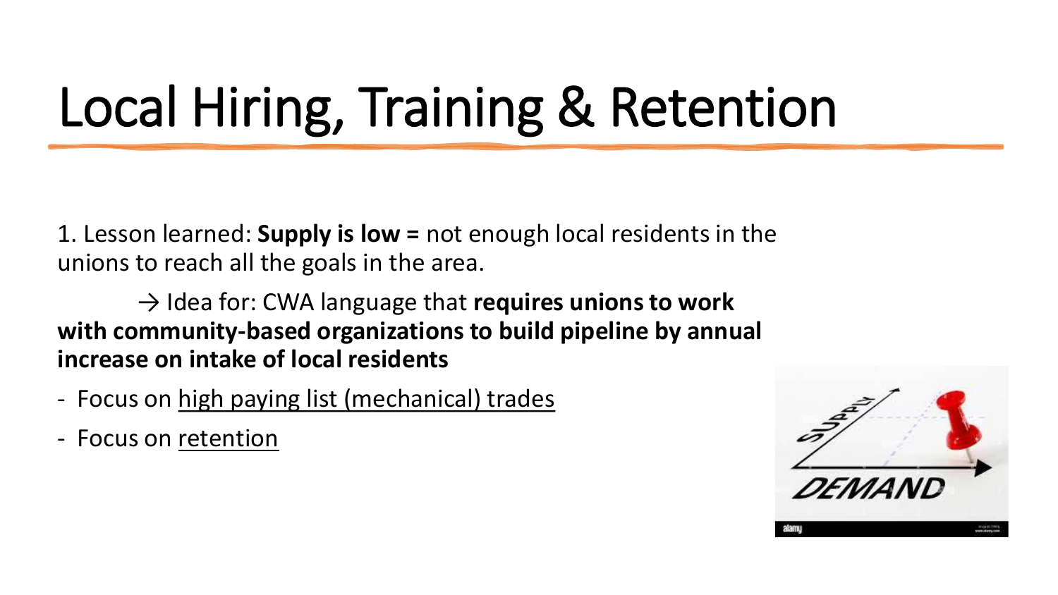# Local Hiring, Training & Retention

1. Lesson learned: **Supply is low =** not enough local residents in the unions to reach all the goals in the area.

→ Idea for: CWA language that **requires unions to work with community-based organizations to build pipeline by annual increase on intake of local residents**

- Focus on <u>high paying list (mechanical) trades</u>
- Focus on <u>retention</u>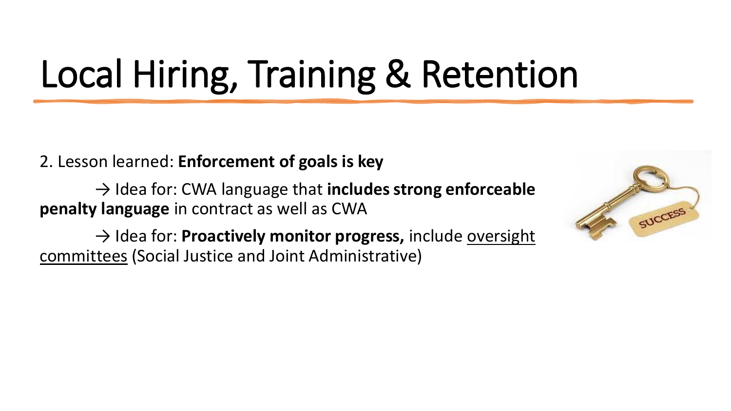# Local Hiring, Training & Retention

2. Lesson learned: **Enforcement of goals is key**

→ Idea for: CWA language that **includes strong enforceable penalty language** in contract as well as CWA

→ Idea for: **Proactively monitor progress,** include oversight committees (Social Justice and Joint Administrative)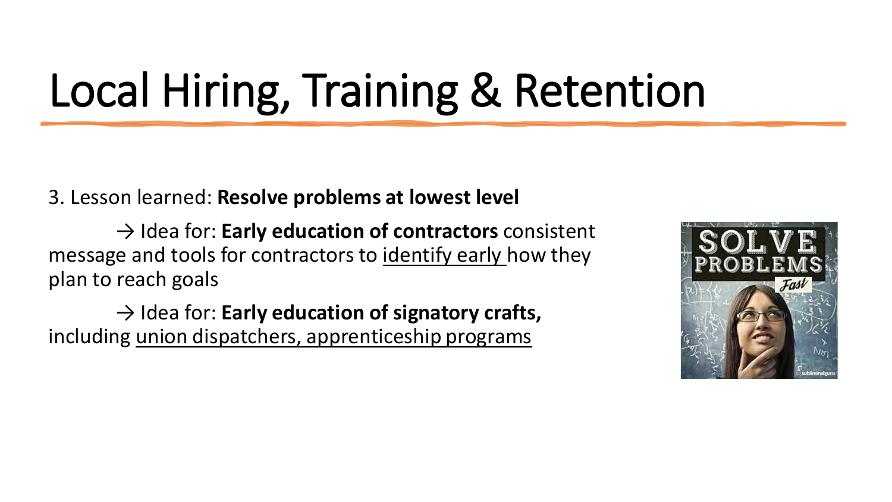# Local Hiring, Training & Retention

3. Lesson learned: **Resolve problems at lowest level**

→ Idea for: **Early education of contractors** consistent message and tools for contractors to identify early how they plan to reach goals

→ Idea for: **Early education of signatory crafts,** including union dispatchers, apprenticeship programs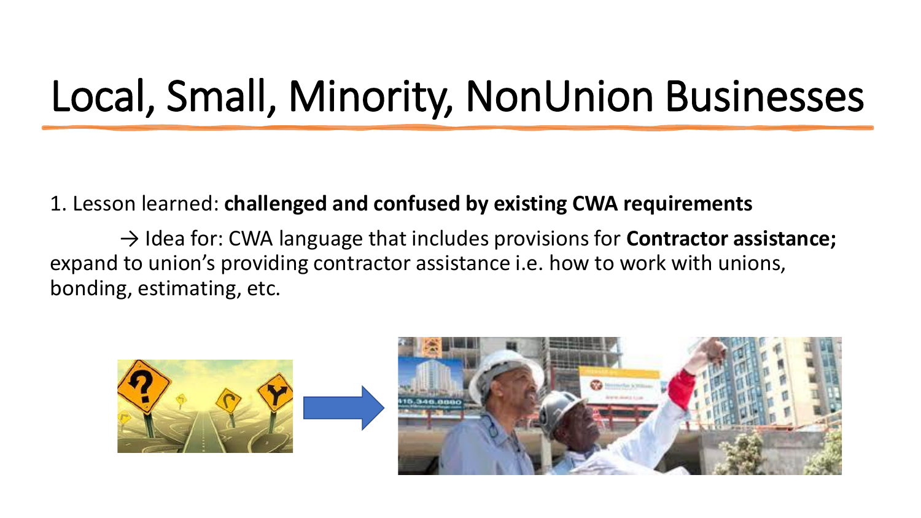# Local, Small, Minority, NonUnion Businesses

1. Lesson learned: **challenged and confused by existing CWA requirements**

→ Idea for: CWA language that includes provisions for **Contractor assistance;** expand to union's providing contractor assistance i.e. how to work with unions, bonding, estimating, etc.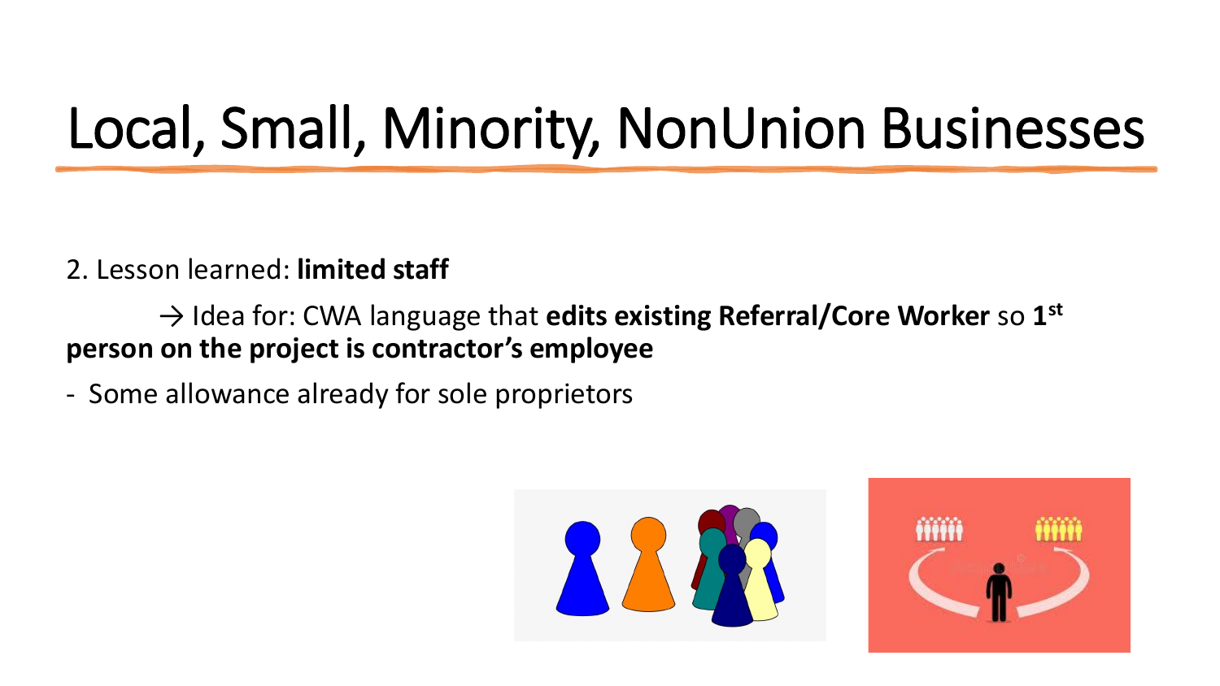# Local, Small, Minority, NonUnion Businesses

2. Lesson learned: **limited staff**

→ Idea for: CWA language that **edits existing Referral/Core Worker** so **1st person on the project is contractor's employee**

- Some allowance already for sole proprietors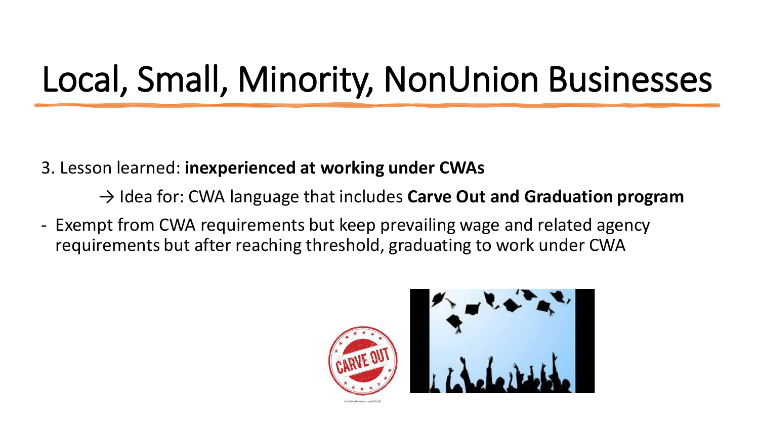# Local, Small, Minority, NonUnion Businesses

3. Lesson learned: **inexperienced at working under CWAs**

→ Idea for: CWA language that includes **Carve Out and Graduation program**

- Exempt from CWA requirements but keep prevailing wage and related agency requirements but after reaching threshold, graduating to work under CWA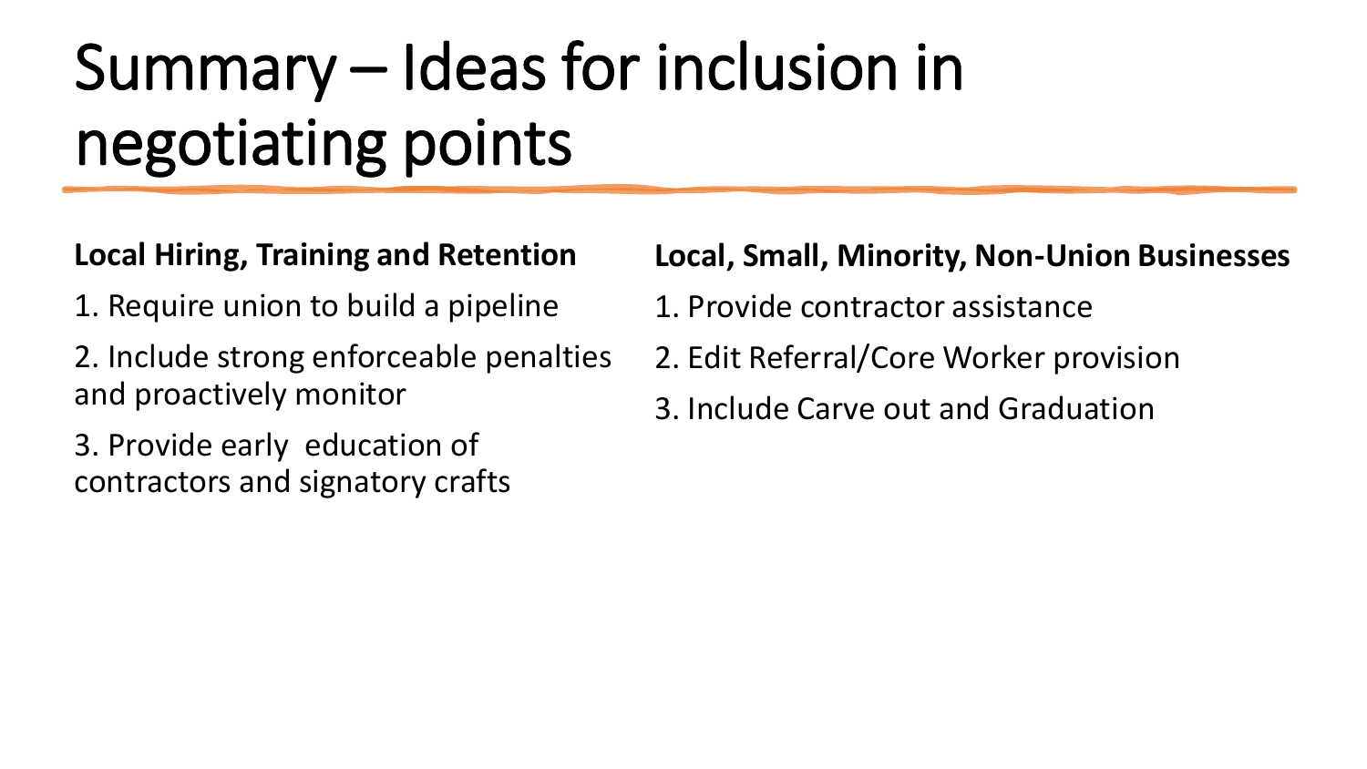# Summary – Ideas for inclusion in negotiating points

**Local Hiring, Training and Retention**

1. Require union to build a pipeline
2. Include strong enforceable penalties and proactively monitor
3. Provide early education of contractors and signatory crafts

**Local, Small, Minority, Non-Union Businesses**

1. Provide contractor assistance
2. Edit Referral/Core Worker provision
3. Include Carve out and Graduation